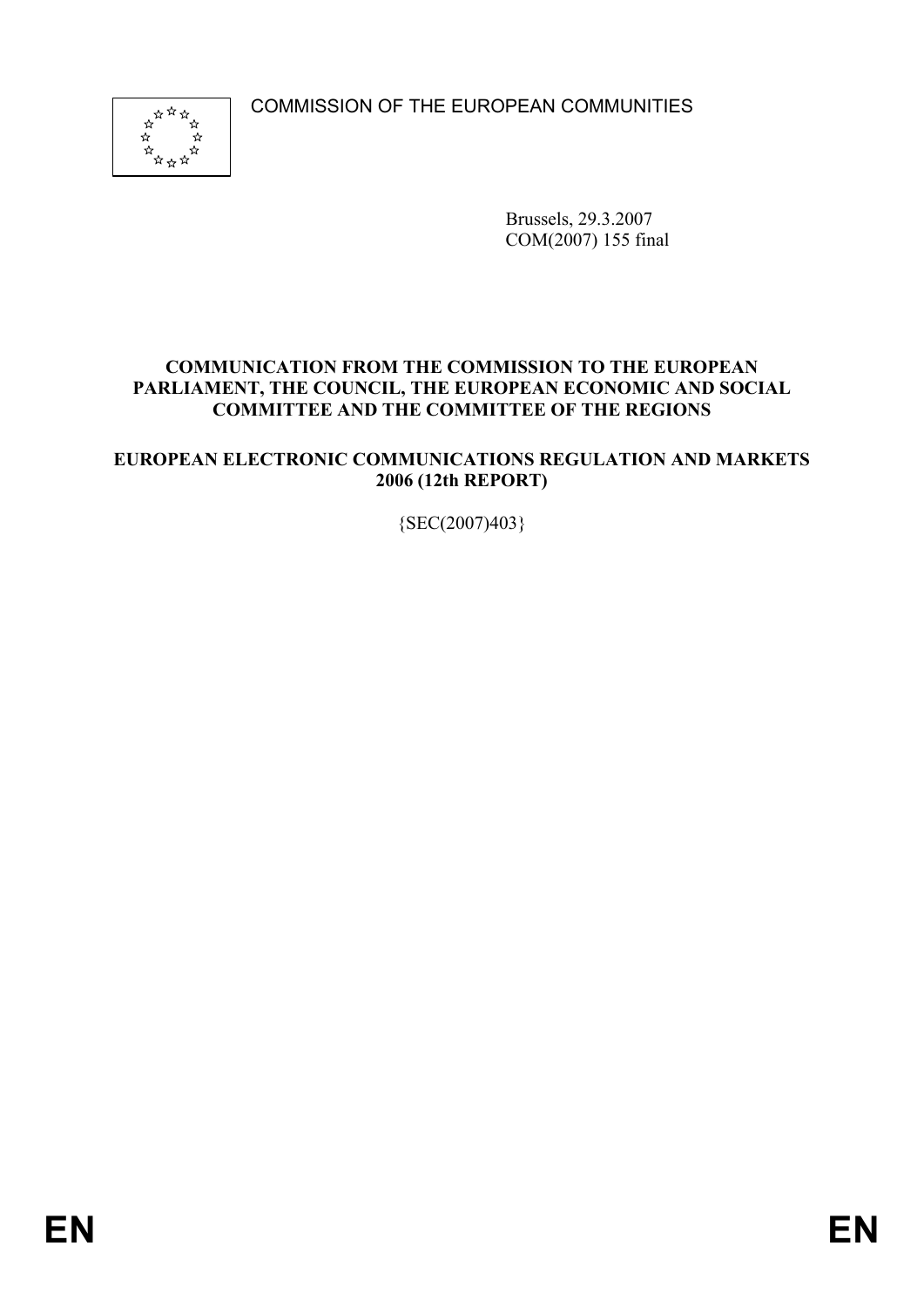COMMISSION OF THE EUROPEAN COMMUNITIES

Brussels, 29.3.2007
COM(2007) 155 final

**COMMUNICATION FROM THE COMMISSION TO THE EUROPEAN PARLIAMENT, THE COUNCIL, THE EUROPEAN ECONOMIC AND SOCIAL COMMITTEE AND THE COMMITTEE OF THE REGIONS**

**EUROPEAN ELECTRONIC COMMUNICATIONS REGULATION AND MARKETS 2006 (12th REPORT)**

{SEC(2007)403}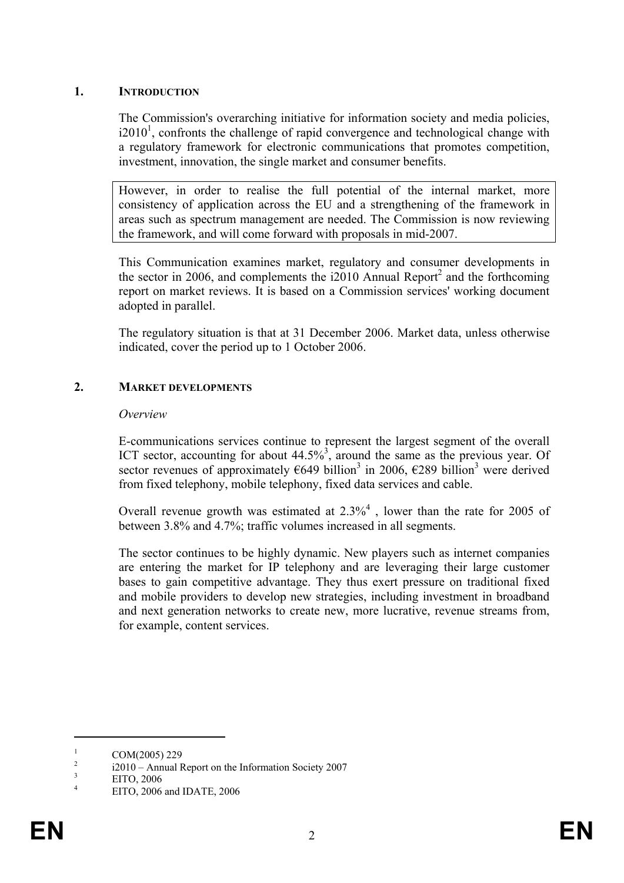## 1. INTRODUCTION

The Commission's overarching initiative for information society and media policies, i2010[1], confronts the challenge of rapid convergence and technological change with a regulatory framework for electronic communications that promotes competition, investment, innovation, the single market and consumer benefits.

However, in order to realise the full potential of the internal market, more consistency of application across the EU and a strengthening of the framework in areas such as spectrum management are needed. The Commission is now reviewing the framework, and will come forward with proposals in mid-2007.

This Communication examines market, regulatory and consumer developments in the sector in 2006, and complements the i2010 Annual Report[2] and the forthcoming report on market reviews. It is based on a Commission services' working document adopted in parallel.

The regulatory situation is that at 31 December 2006. Market data, unless otherwise indicated, cover the period up to 1 October 2006.

## 2. MARKET DEVELOPMENTS

*Overview*

E-communications services continue to represent the largest segment of the overall ICT sector, accounting for about 44.5%[3], around the same as the previous year. Of sector revenues of approximately €649 billion[3] in 2006, €289 billion[3] were derived from fixed telephony, mobile telephony, fixed data services and cable.

Overall revenue growth was estimated at 2.3%[4] , lower than the rate for 2005 of between 3.8% and 4.7%; traffic volumes increased in all segments.

The sector continues to be highly dynamic. New players such as internet companies are entering the market for IP telephony and are leveraging their large customer bases to gain competitive advantage. They thus exert pressure on traditional fixed and mobile providers to develop new strategies, including investment in broadband and next generation networks to create new, more lucrative, revenue streams from, for example, content services.

---

[1] COM(2005) 229

[2] i2010 – Annual Report on the Information Society 2007

[3] EITO, 2006

[4] EITO, 2006 and IDATE, 2006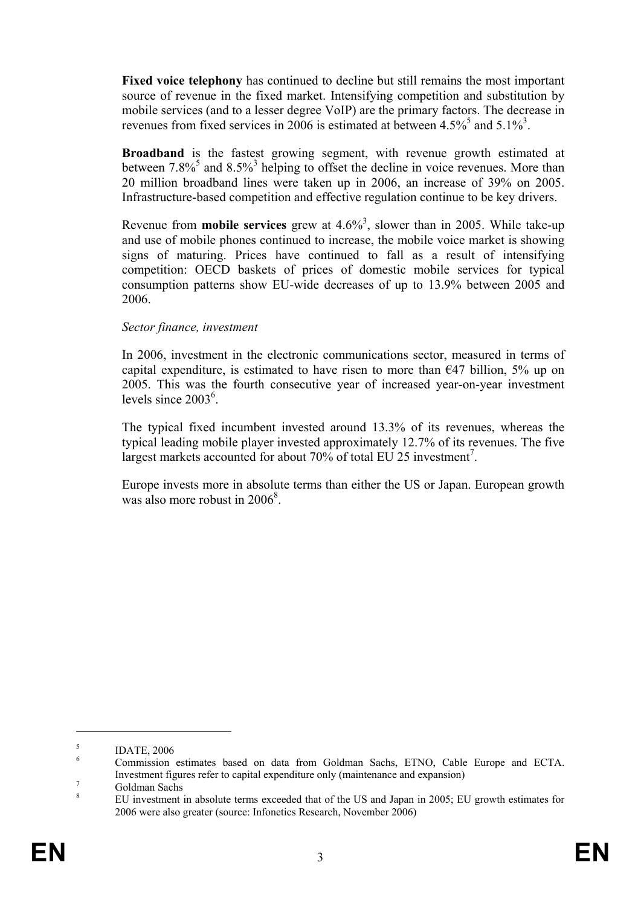**Fixed voice telephony** has continued to decline but still remains the most important source of revenue in the fixed market. Intensifying competition and substitution by mobile services (and to a lesser degree VoIP) are the primary factors. The decrease in revenues from fixed services in 2006 is estimated at between 4.5%[5] and 5.1%[3].

**Broadband** is the fastest growing segment, with revenue growth estimated at between 7.8%[5] and 8.5%[3] helping to offset the decline in voice revenues. More than 20 million broadband lines were taken up in 2006, an increase of 39% on 2005. Infrastructure-based competition and effective regulation continue to be key drivers.

Revenue from **mobile services** grew at 4.6%[3], slower than in 2005. While take-up and use of mobile phones continued to increase, the mobile voice market is showing signs of maturing. Prices have continued to fall as a result of intensifying competition: OECD baskets of prices of domestic mobile services for typical consumption patterns show EU-wide decreases of up to 13.9% between 2005 and 2006.

*Sector finance, investment*

In 2006, investment in the electronic communications sector, measured in terms of capital expenditure, is estimated to have risen to more than €47 billion, 5% up on 2005. This was the fourth consecutive year of increased year-on-year investment levels since 2003[6].

The typical fixed incumbent invested around 13.3% of its revenues, whereas the typical leading mobile player invested approximately 12.7% of its revenues. The five largest markets accounted for about 70% of total EU 25 investment[7].

Europe invests more in absolute terms than either the US or Japan. European growth was also more robust in 2006[8].

---

[5] IDATE, 2006

[6] Commission estimates based on data from Goldman Sachs, ETNO, Cable Europe and ECTA. Investment figures refer to capital expenditure only (maintenance and expansion)

[7] Goldman Sachs

[8] EU investment in absolute terms exceeded that of the US and Japan in 2005; EU growth estimates for 2006 were also greater (source: Infonetics Research, November 2006)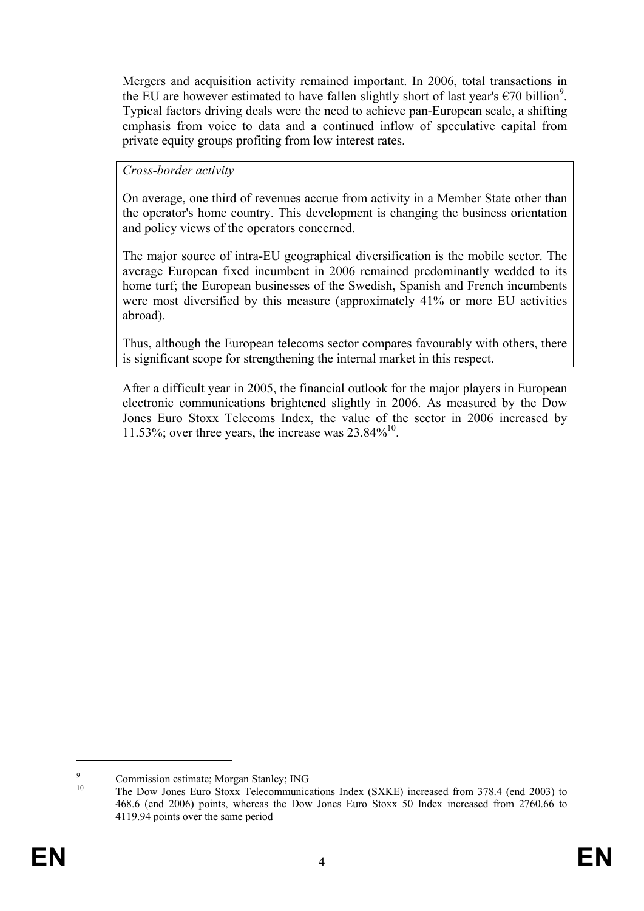Mergers and acquisition activity remained important. In 2006, total transactions in the EU are however estimated to have fallen slightly short of last year's €70 billion[9]. Typical factors driving deals were the need to achieve pan-European scale, a shifting emphasis from voice to data and a continued inflow of speculative capital from private equity groups profiting from low interest rates.

> *Cross-border activity*
>
> On average, one third of revenues accrue from activity in a Member State other than the operator's home country. This development is changing the business orientation and policy views of the operators concerned.
>
> The major source of intra-EU geographical diversification is the mobile sector. The average European fixed incumbent in 2006 remained predominantly wedded to its home turf; the European businesses of the Swedish, Spanish and French incumbents were most diversified by this measure (approximately 41% or more EU activities abroad).
>
> Thus, although the European telecoms sector compares favourably with others, there is significant scope for strengthening the internal market in this respect.

After a difficult year in 2005, the financial outlook for the major players in European electronic communications brightened slightly in 2006. As measured by the Dow Jones Euro Stoxx Telecoms Index, the value of the sector in 2006 increased by 11.53%; over three years, the increase was 23.84%[10].

---

[9] Commission estimate; Morgan Stanley; ING

[10] The Dow Jones Euro Stoxx Telecommunications Index (SXKE) increased from 378.4 (end 2003) to 468.6 (end 2006) points, whereas the Dow Jones Euro Stoxx 50 Index increased from 2760.66 to 4119.94 points over the same period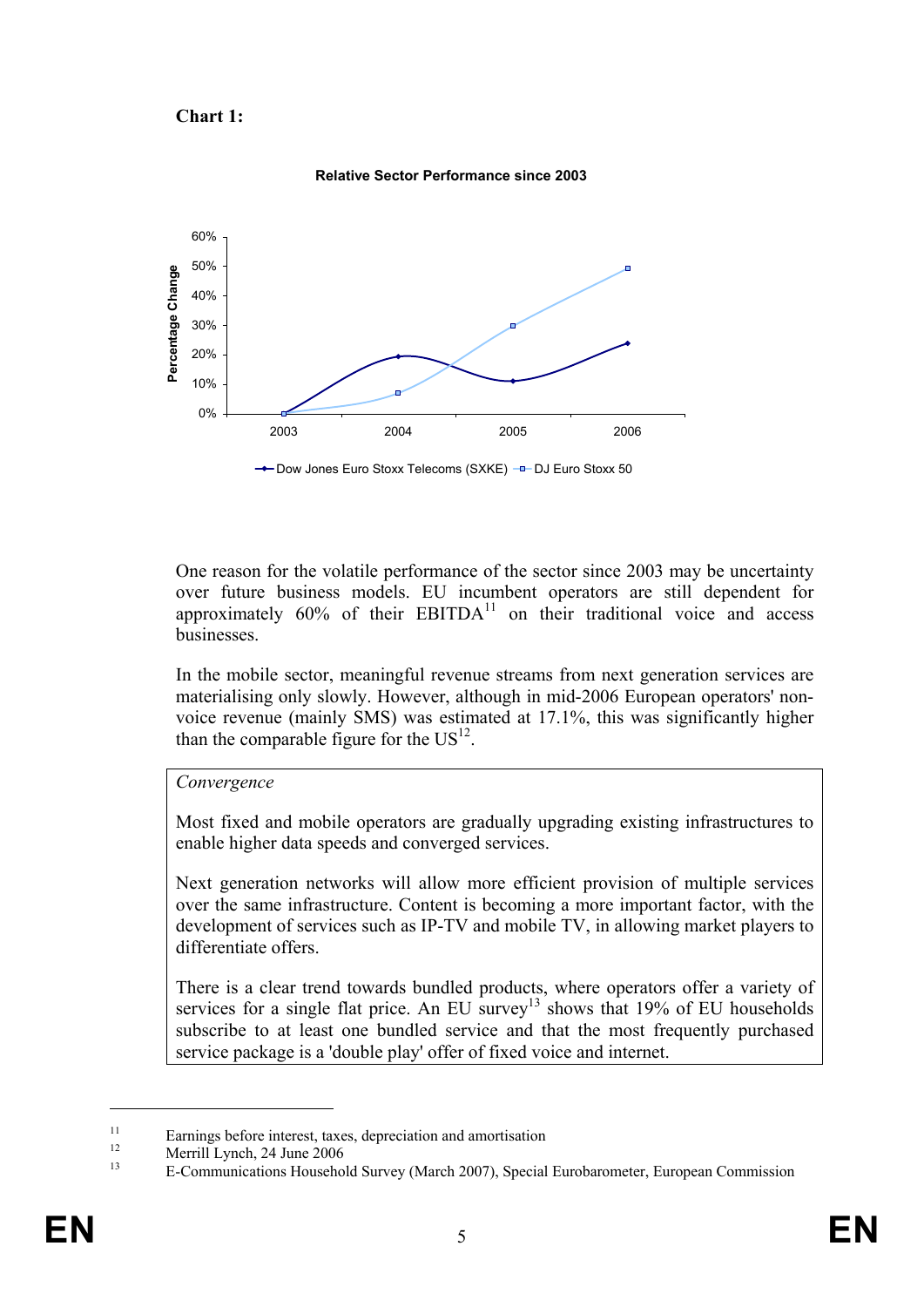**Chart 1:**

**Relative Sector Performance since 2003**

One reason for the volatile performance of the sector since 2003 may be uncertainty over future business models. EU incumbent operators are still dependent for approximately 60% of their EBITDA[11] on their traditional voice and access businesses.

In the mobile sector, meaningful revenue streams from next generation services are materialising only slowly. However, although in mid-2006 European operators' non-voice revenue (mainly SMS) was estimated at 17.1%, this was significantly higher than the comparable figure for the US[12].

*Convergence*

Most fixed and mobile operators are gradually upgrading existing infrastructures to enable higher data speeds and converged services.

Next generation networks will allow more efficient provision of multiple services over the same infrastructure. Content is becoming a more important factor, with the development of services such as IP-TV and mobile TV, in allowing market players to differentiate offers.

There is a clear trend towards bundled products, where operators offer a variety of services for a single flat price. An EU survey[13] shows that 19% of EU households subscribe to at least one bundled service and that the most frequently purchased service package is a 'double play' offer of fixed voice and internet.

---

[11] Earnings before interest, taxes, depreciation and amortisation

[12] Merrill Lynch, 24 June 2006

[13] E-Communications Household Survey (March 2007), Special Eurobarometer, European Commission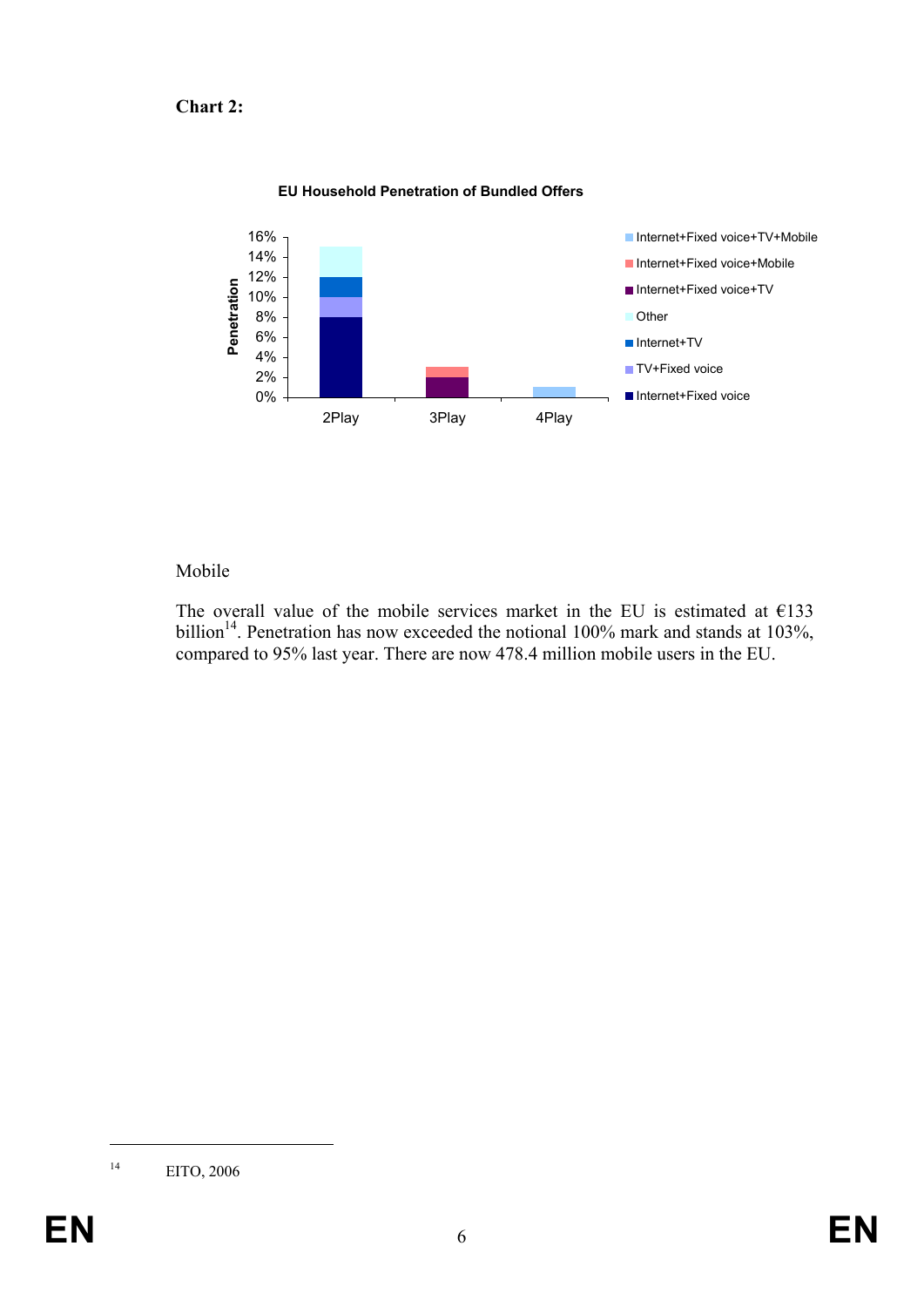**Chart 2:**

**EU Household Penetration of Bundled Offers**

| Bundle type | 2Play | 3Play | 4Play |
|---|---|---|---|
| Internet+Fixed voice | 8% | | |
| TV+Fixed voice | 2% | | |
| Internet+TV | 2% | | |
| Other | 3% | | |
| Internet+Fixed voice+TV | | 2% | |
| Internet+Fixed voice+Mobile | | 1% | |
| Internet+Fixed voice+TV+Mobile | | | 1% |

Mobile

The overall value of the mobile services market in the EU is estimated at €133 billion[14]. Penetration has now exceeded the notional 100% mark and stands at 103%, compared to 95% last year. There are now 478.4 million mobile users in the EU.

[14] EITO, 2006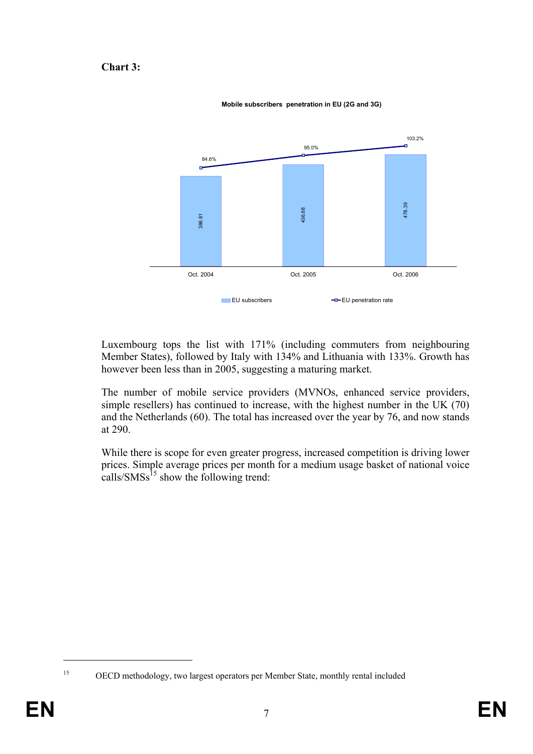**Chart 3:**

Mobile subscribers penetration in EU (2G and 3G)

| | Oct. 2004 | Oct. 2005 | Oct. 2006 |
|---|---|---|---|
| EU subscribers | 386.61 | 436.68 | 478.39 |
| EU penetration rate | 84.6% | 95.0% | 103.2% |

Luxembourg tops the list with 171% (including commuters from neighbouring Member States), followed by Italy with 134% and Lithuania with 133%. Growth has however been less than in 2005, suggesting a maturing market.

The number of mobile service providers (MVNOs, enhanced service providers, simple resellers) has continued to increase, with the highest number in the UK (70) and the Netherlands (60). The total has increased over the year by 76, and now stands at 290.

While there is scope for even greater progress, increased competition is driving lower prices. Simple average prices per month for a medium usage basket of national voice calls/SMSs[15] show the following trend:

[15] OECD methodology, two largest operators per Member State, monthly rental included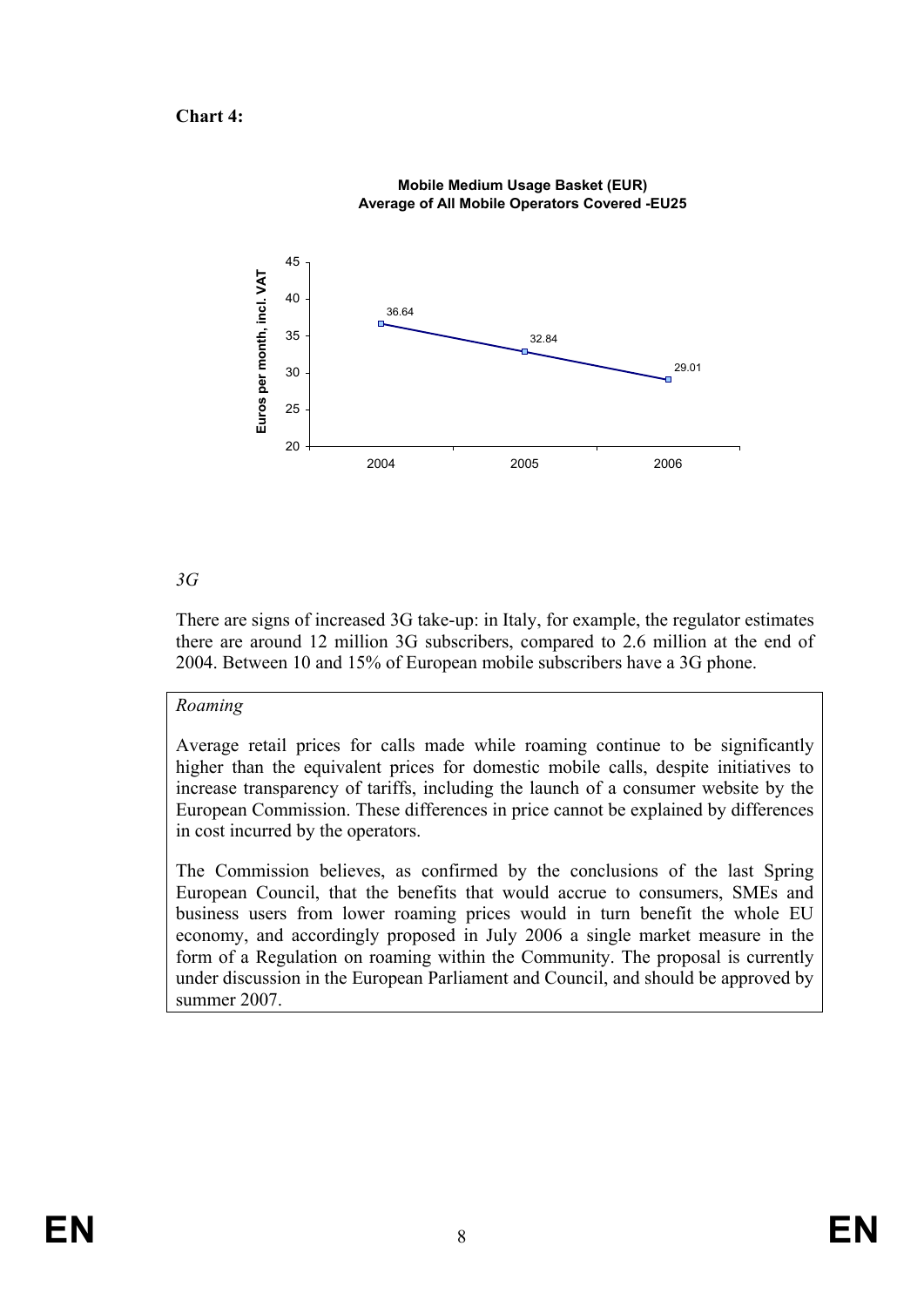**Chart 4:**

Mobile Medium Usage Basket (EUR)
Average of All Mobile Operators Covered -EU25

| Year | Euros per month, incl. VAT |
| --- | --- |
| 2004 | 36.64 |
| 2005 | 32.84 |
| 2006 | 29.01 |

*3G*

There are signs of increased 3G take-up: in Italy, for example, the regulator estimates there are around 12 million 3G subscribers, compared to 2.6 million at the end of 2004. Between 10 and 15% of European mobile subscribers have a 3G phone.

*Roaming*

Average retail prices for calls made while roaming continue to be significantly higher than the equivalent prices for domestic mobile calls, despite initiatives to increase transparency of tariffs, including the launch of a consumer website by the European Commission. These differences in price cannot be explained by differences in cost incurred by the operators.

The Commission believes, as confirmed by the conclusions of the last Spring European Council, that the benefits that would accrue to consumers, SMEs and business users from lower roaming prices would in turn benefit the whole EU economy, and accordingly proposed in July 2006 a single market measure in the form of a Regulation on roaming within the Community. The proposal is currently under discussion in the European Parliament and Council, and should be approved by summer 2007.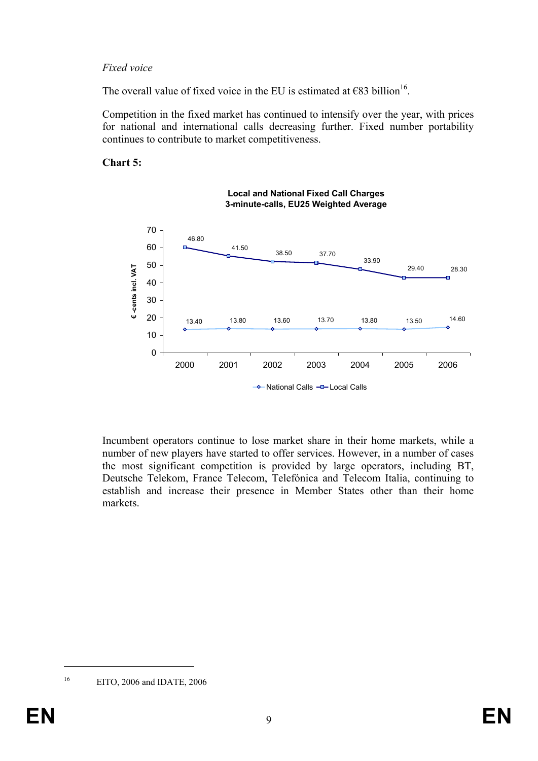*Fixed voice*

The overall value of fixed voice in the EU is estimated at €83 billion[16].

Competition in the fixed market has continued to intensify over the year, with prices for national and international calls decreasing further. Fixed number portability continues to contribute to market competitiveness.

**Chart 5:**

**Local and National Fixed Call Charges**
**3-minute-calls, EU25 Weighted Average**

| Year | National Calls (€-cents incl. VAT) | Local Calls (€-cents incl. VAT) |
|---|---|---|
| 2000 | 13.40 | 46.80 |
| 2001 | 13.80 | 41.50 |
| 2002 | 13.60 | 38.50 |
| 2003 | 13.70 | 37.70 |
| 2004 | 13.80 | 33.90 |
| 2005 | 13.50 | 29.40 |
| 2006 | 14.60 | 28.30 |

Incumbent operators continue to lose market share in their home markets, while a number of new players have started to offer services. However, in a number of cases the most significant competition is provided by large operators, including BT, Deutsche Telekom, France Telecom, Telefónica and Telecom Italia, continuing to establish and increase their presence in Member States other than their home markets.

[16] EITO, 2006 and IDATE, 2006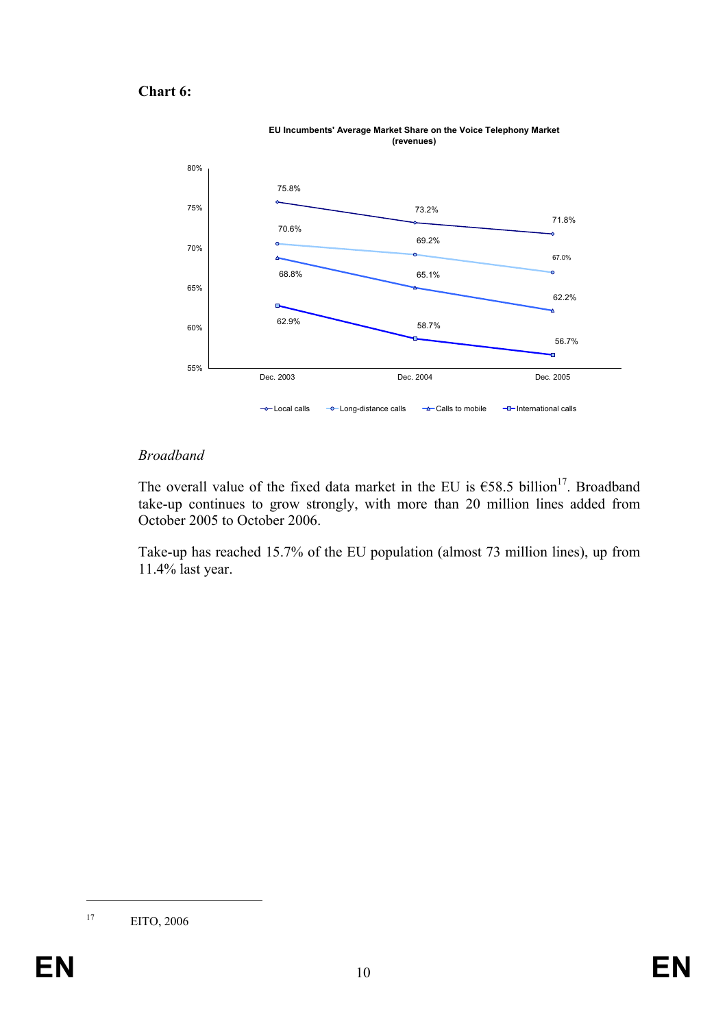**Chart 6:**

EU Incumbents' Average Market Share on the Voice Telephony Market (revenues)

| | Dec. 2003 | Dec. 2004 | Dec. 2005 |
|---|---|---|---|
| Local calls | 75.8% | 73.2% | 71.8% |
| Long-distance calls | 70.6% | 69.2% | 67.0% |
| Calls to mobile | 68.8% | 65.1% | 62.2% |
| International calls | 62.9% | 58.7% | 56.7% |

*Broadband*

The overall value of the fixed data market in the EU is €58.5 billion[17]. Broadband take-up continues to grow strongly, with more than 20 million lines added from October 2005 to October 2006.

Take-up has reached 15.7% of the EU population (almost 73 million lines), up from 11.4% last year.

---

[17] EITO, 2006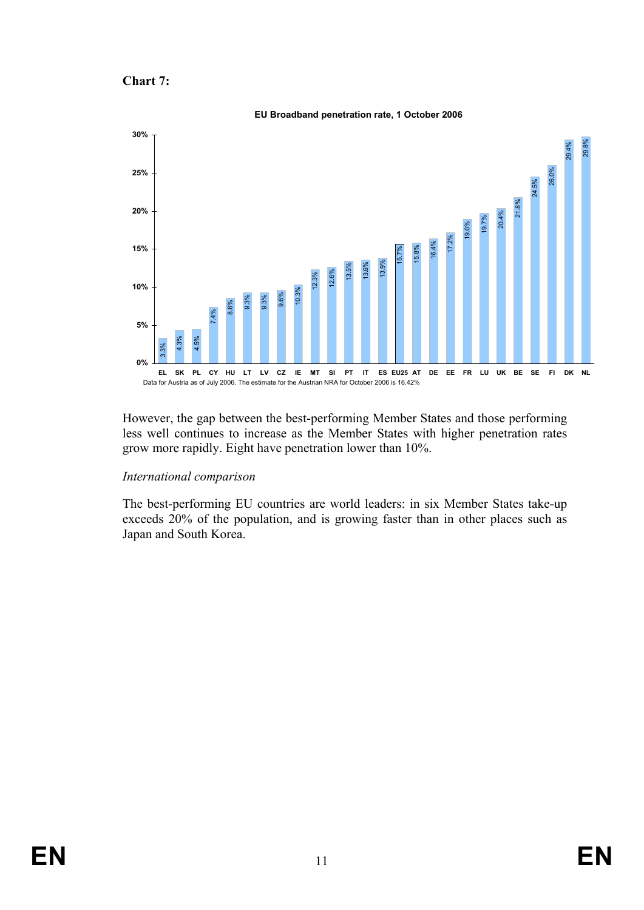**Chart 7:**

**EU Broadband penetration rate, 1 October 2006**

| Country | Penetration rate |
|---|---|
| EL | 3.3% |
| SK | 4.3% |
| PL | 4.5% |
| CY | 7.4% |
| HU | 8.6% |
| LT | 9.3% |
| LV | 9.3% |
| CZ | 9.6% |
| IE | 10.3% |
| MT | 12.3% |
| SI | 12.6% |
| PT | 13.5% |
| IT | 13.6% |
| ES | 13.9% |
| EU25 | 15.7% |
| AT | 15.8% |
| DE | 16.4% |
| EE | 17.2% |
| FR | 19.0% |
| LU | 19.7% |
| UK | 20.4% |
| BE | 21.8% |
| SE | 24.5% |
| FI | 26.0% |
| DK | 29.4% |
| NL | 29.8% |

Data for Austria as of July 2006. The estimate for the Austrian NRA for October 2006 is 16.42%

However, the gap between the best-performing Member States and those performing less well continues to increase as the Member States with higher penetration rates grow more rapidly. Eight have penetration lower than 10%.

*International comparison*

The best-performing EU countries are world leaders: in six Member States take-up exceeds 20% of the population, and is growing faster than in other places such as Japan and South Korea.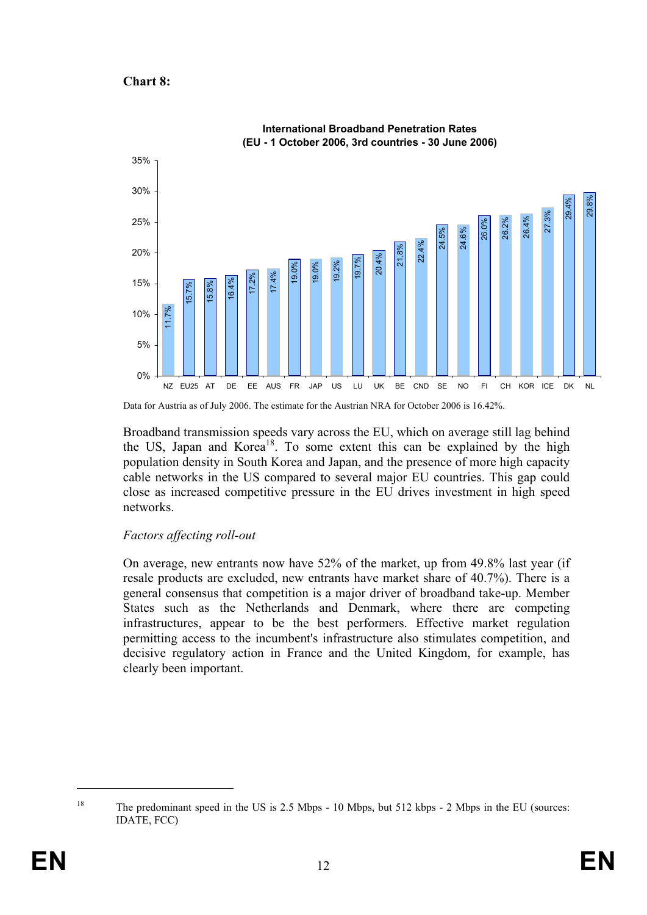**Chart 8:**

International Broadband Penetration Rates
(EU - 1 October 2006, 3rd countries - 30 June 2006)

| Country | Rate |
|---|---|
| NZ | 11.7% |
| EU25 | 15.7% |
| AT | 15.8% |
| DE | 16.4% |
| EE | 17.2% |
| AUS | 17.4% |
| FR | 19.0% |
| JAP | 19.0% |
| US | 19.2% |
| LU | 19.7% |
| UK | 20.4% |
| BE | 21.8% |
| CND | 22.4% |
| SE | 24.5% |
| NO | 24.6% |
| FI | 26.0% |
| CH | 26.2% |
| KOR | 26.4% |
| ICE | 27.3% |
| DK | 29.4% |
| NL | 29.8% |

Data for Austria as of July 2006. The estimate for the Austrian NRA for October 2006 is 16.42%.

Broadband transmission speeds vary across the EU, which on average still lag behind the US, Japan and Korea[18]. To some extent this can be explained by the high population density in South Korea and Japan, and the presence of more high capacity cable networks in the US compared to several major EU countries. This gap could close as increased competitive pressure in the EU drives investment in high speed networks.

*Factors affecting roll-out*

On average, new entrants now have 52% of the market, up from 49.8% last year (if resale products are excluded, new entrants have market share of 40.7%). There is a general consensus that competition is a major driver of broadband take-up. Member States such as the Netherlands and Denmark, where there are competing infrastructures, appear to be the best performers. Effective market regulation permitting access to the incumbent's infrastructure also stimulates competition, and decisive regulatory action in France and the United Kingdom, for example, has clearly been important.

---

[18] The predominant speed in the US is 2.5 Mbps - 10 Mbps, but 512 kbps - 2 Mbps in the EU (sources: IDATE, FCC)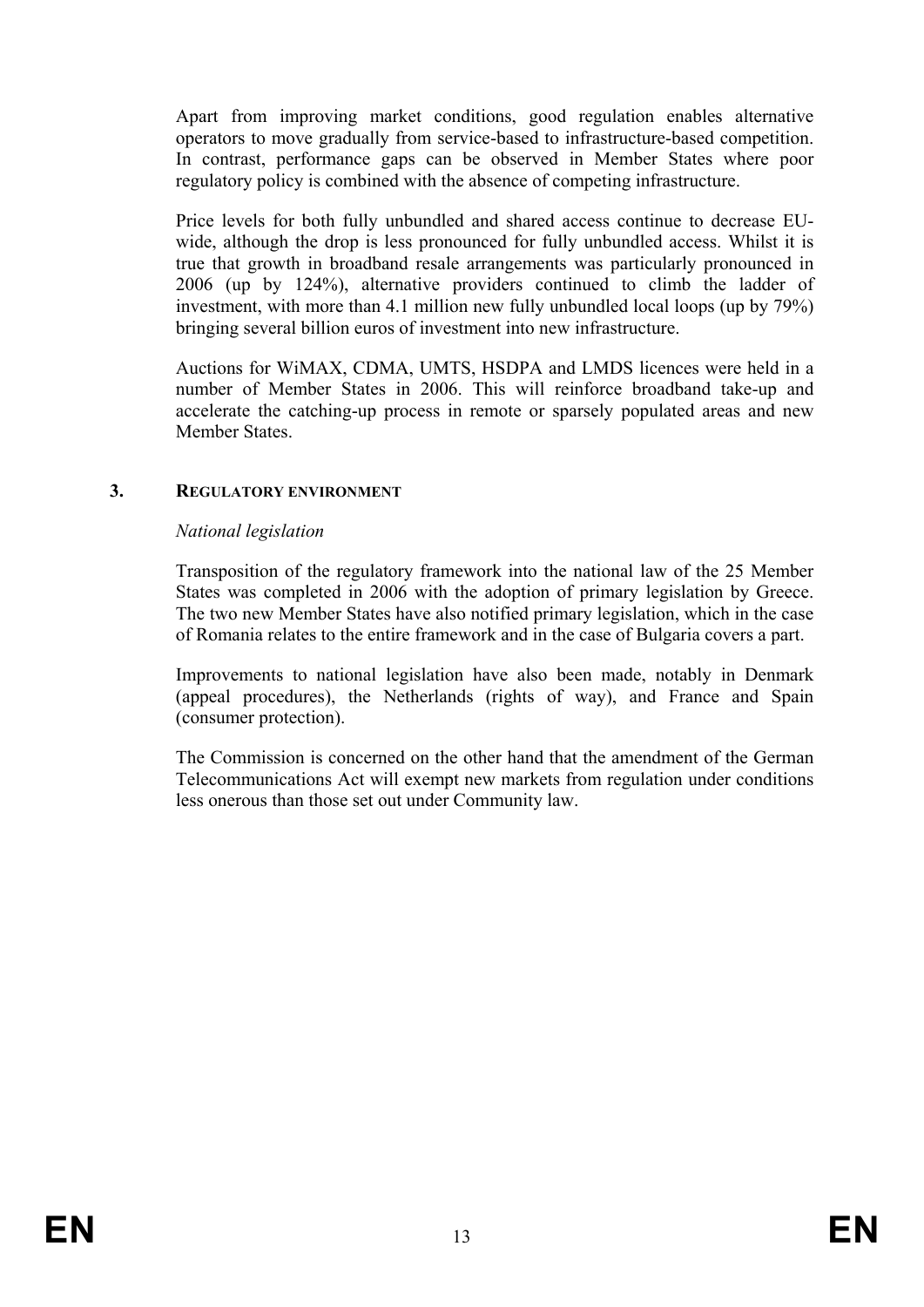Apart from improving market conditions, good regulation enables alternative operators to move gradually from service-based to infrastructure-based competition. In contrast, performance gaps can be observed in Member States where poor regulatory policy is combined with the absence of competing infrastructure.

Price levels for both fully unbundled and shared access continue to decrease EU-wide, although the drop is less pronounced for fully unbundled access. Whilst it is true that growth in broadband resale arrangements was particularly pronounced in 2006 (up by 124%), alternative providers continued to climb the ladder of investment, with more than 4.1 million new fully unbundled local loops (up by 79%) bringing several billion euros of investment into new infrastructure.

Auctions for WiMAX, CDMA, UMTS, HSDPA and LMDS licences were held in a number of Member States in 2006. This will reinforce broadband take-up and accelerate the catching-up process in remote or sparsely populated areas and new Member States.

## 3. REGULATORY ENVIRONMENT

*National legislation*

Transposition of the regulatory framework into the national law of the 25 Member States was completed in 2006 with the adoption of primary legislation by Greece. The two new Member States have also notified primary legislation, which in the case of Romania relates to the entire framework and in the case of Bulgaria covers a part.

Improvements to national legislation have also been made, notably in Denmark (appeal procedures), the Netherlands (rights of way), and France and Spain (consumer protection).

The Commission is concerned on the other hand that the amendment of the German Telecommunications Act will exempt new markets from regulation under conditions less onerous than those set out under Community law.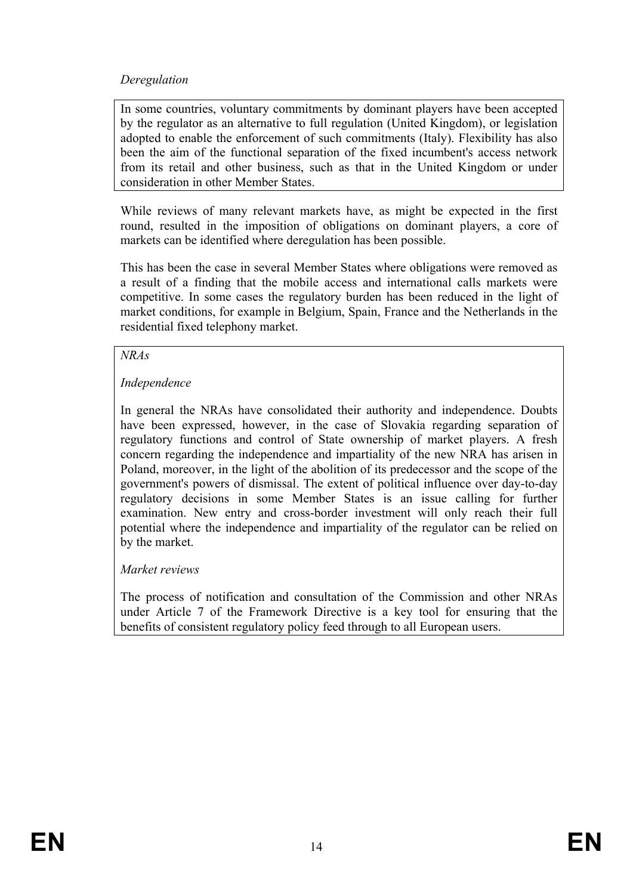*Deregulation*

In some countries, voluntary commitments by dominant players have been accepted by the regulator as an alternative to full regulation (United Kingdom), or legislation adopted to enable the enforcement of such commitments (Italy). Flexibility has also been the aim of the functional separation of the fixed incumbent's access network from its retail and other business, such as that in the United Kingdom or under consideration in other Member States.

While reviews of many relevant markets have, as might be expected in the first round, resulted in the imposition of obligations on dominant players, a core of markets can be identified where deregulation has been possible.

This has been the case in several Member States where obligations were removed as a result of a finding that the mobile access and international calls markets were competitive. In some cases the regulatory burden has been reduced in the light of market conditions, for example in Belgium, Spain, France and the Netherlands in the residential fixed telephony market.

*NRAs*

*Independence*

In general the NRAs have consolidated their authority and independence. Doubts have been expressed, however, in the case of Slovakia regarding separation of regulatory functions and control of State ownership of market players. A fresh concern regarding the independence and impartiality of the new NRA has arisen in Poland, moreover, in the light of the abolition of its predecessor and the scope of the government's powers of dismissal. The extent of political influence over day-to-day regulatory decisions in some Member States is an issue calling for further examination. New entry and cross-border investment will only reach their full potential where the independence and impartiality of the regulator can be relied on by the market.

*Market reviews*

The process of notification and consultation of the Commission and other NRAs under Article 7 of the Framework Directive is a key tool for ensuring that the benefits of consistent regulatory policy feed through to all European users.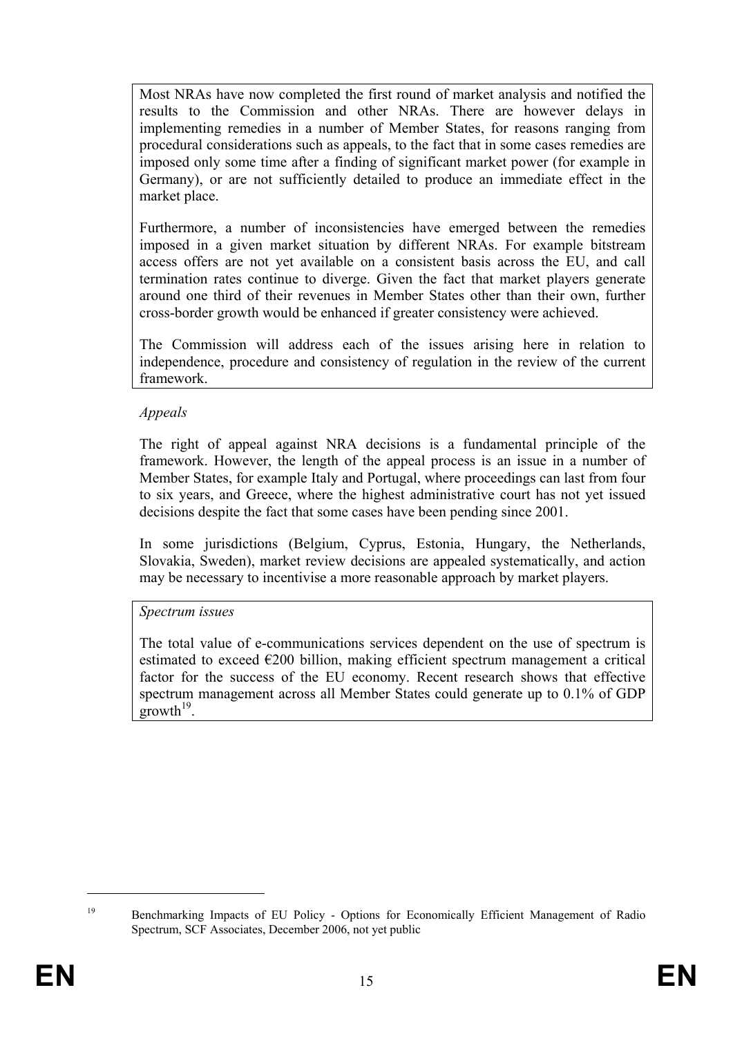Most NRAs have now completed the first round of market analysis and notified the results to the Commission and other NRAs. There are however delays in implementing remedies in a number of Member States, for reasons ranging from procedural considerations such as appeals, to the fact that in some cases remedies are imposed only some time after a finding of significant market power (for example in Germany), or are not sufficiently detailed to produce an immediate effect in the market place.

Furthermore, a number of inconsistencies have emerged between the remedies imposed in a given market situation by different NRAs. For example bitstream access offers are not yet available on a consistent basis across the EU, and call termination rates continue to diverge. Given the fact that market players generate around one third of their revenues in Member States other than their own, further cross-border growth would be enhanced if greater consistency were achieved.

The Commission will address each of the issues arising here in relation to independence, procedure and consistency of regulation in the review of the current framework.

*Appeals*

The right of appeal against NRA decisions is a fundamental principle of the framework. However, the length of the appeal process is an issue in a number of Member States, for example Italy and Portugal, where proceedings can last from four to six years, and Greece, where the highest administrative court has not yet issued decisions despite the fact that some cases have been pending since 2001.

In some jurisdictions (Belgium, Cyprus, Estonia, Hungary, the Netherlands, Slovakia, Sweden), market review decisions are appealed systematically, and action may be necessary to incentivise a more reasonable approach by market players.

*Spectrum issues*

The total value of e-communications services dependent on the use of spectrum is estimated to exceed €200 billion, making efficient spectrum management a critical factor for the success of the EU economy. Recent research shows that effective spectrum management across all Member States could generate up to 0.1% of GDP growth[19].

---

[19] Benchmarking Impacts of EU Policy - Options for Economically Efficient Management of Radio Spectrum, SCF Associates, December 2006, not yet public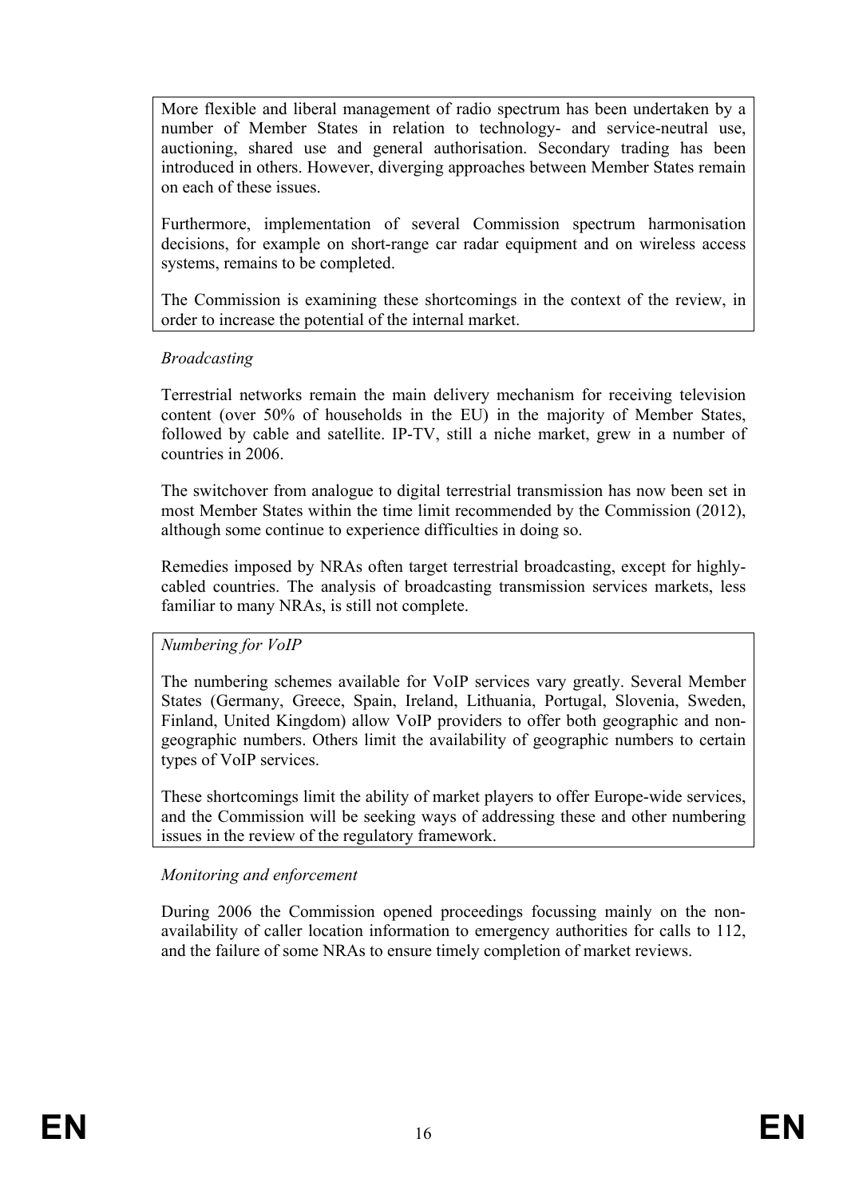More flexible and liberal management of radio spectrum has been undertaken by a number of Member States in relation to technology- and service-neutral use, auctioning, shared use and general authorisation. Secondary trading has been introduced in others. However, diverging approaches between Member States remain on each of these issues.

Furthermore, implementation of several Commission spectrum harmonisation decisions, for example on short-range car radar equipment and on wireless access systems, remains to be completed.

The Commission is examining these shortcomings in the context of the review, in order to increase the potential of the internal market.

*Broadcasting*

Terrestrial networks remain the main delivery mechanism for receiving television content (over 50% of households in the EU) in the majority of Member States, followed by cable and satellite. IP-TV, still a niche market, grew in a number of countries in 2006.

The switchover from analogue to digital terrestrial transmission has now been set in most Member States within the time limit recommended by the Commission (2012), although some continue to experience difficulties in doing so.

Remedies imposed by NRAs often target terrestrial broadcasting, except for highly-cabled countries. The analysis of broadcasting transmission services markets, less familiar to many NRAs, is still not complete.

*Numbering for VoIP*

The numbering schemes available for VoIP services vary greatly. Several Member States (Germany, Greece, Spain, Ireland, Lithuania, Portugal, Slovenia, Sweden, Finland, United Kingdom) allow VoIP providers to offer both geographic and non-geographic numbers. Others limit the availability of geographic numbers to certain types of VoIP services.

These shortcomings limit the ability of market players to offer Europe-wide services, and the Commission will be seeking ways of addressing these and other numbering issues in the review of the regulatory framework.

*Monitoring and enforcement*

During 2006 the Commission opened proceedings focussing mainly on the non-availability of caller location information to emergency authorities for calls to 112, and the failure of some NRAs to ensure timely completion of market reviews.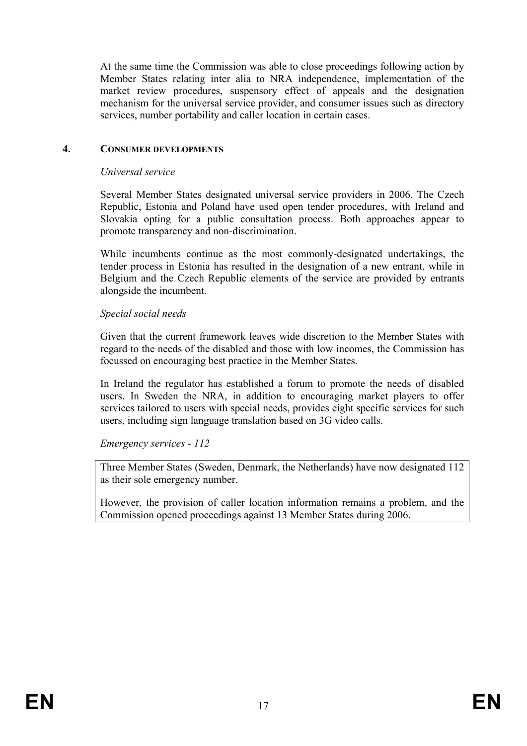At the same time the Commission was able to close proceedings following action by Member States relating inter alia to NRA independence, implementation of the market review procedures, suspensory effect of appeals and the designation mechanism for the universal service provider, and consumer issues such as directory services, number portability and caller location in certain cases.

## 4. CONSUMER DEVELOPMENTS

*Universal service*

Several Member States designated universal service providers in 2006. The Czech Republic, Estonia and Poland have used open tender procedures, with Ireland and Slovakia opting for a public consultation process. Both approaches appear to promote transparency and non-discrimination.

While incumbents continue as the most commonly-designated undertakings, the tender process in Estonia has resulted in the designation of a new entrant, while in Belgium and the Czech Republic elements of the service are provided by entrants alongside the incumbent.

*Special social needs*

Given that the current framework leaves wide discretion to the Member States with regard to the needs of the disabled and those with low incomes, the Commission has focussed on encouraging best practice in the Member States.

In Ireland the regulator has established a forum to promote the needs of disabled users. In Sweden the NRA, in addition to encouraging market players to offer services tailored to users with special needs, provides eight specific services for such users, including sign language translation based on 3G video calls.

*Emergency services - 112*

Three Member States (Sweden, Denmark, the Netherlands) have now designated 112 as their sole emergency number.

However, the provision of caller location information remains a problem, and the Commission opened proceedings against 13 Member States during 2006.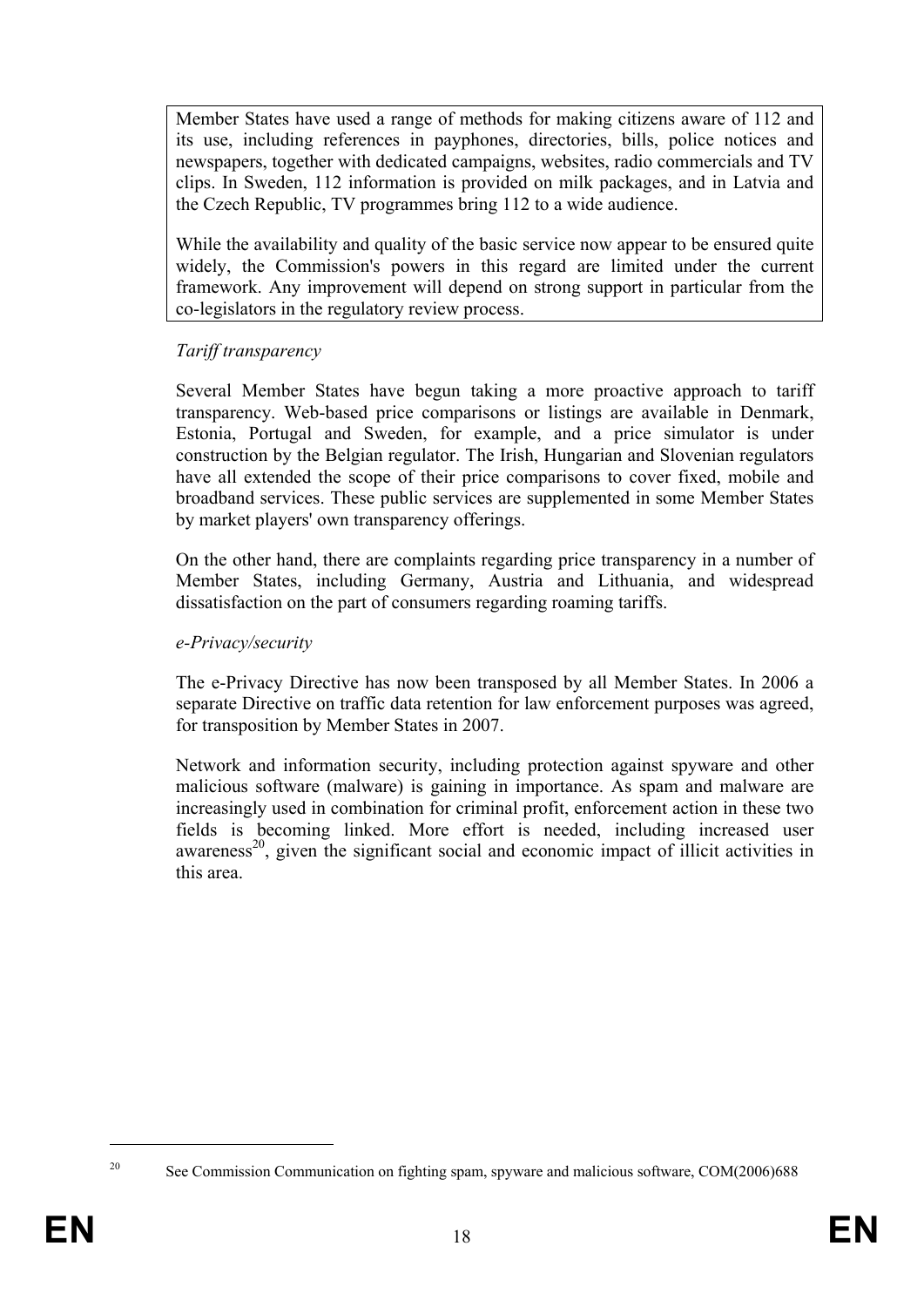Member States have used a range of methods for making citizens aware of 112 and its use, including references in payphones, directories, bills, police notices and newspapers, together with dedicated campaigns, websites, radio commercials and TV clips. In Sweden, 112 information is provided on milk packages, and in Latvia and the Czech Republic, TV programmes bring 112 to a wide audience.

While the availability and quality of the basic service now appear to be ensured quite widely, the Commission's powers in this regard are limited under the current framework. Any improvement will depend on strong support in particular from the co-legislators in the regulatory review process.

*Tariff transparency*

Several Member States have begun taking a more proactive approach to tariff transparency. Web-based price comparisons or listings are available in Denmark, Estonia, Portugal and Sweden, for example, and a price simulator is under construction by the Belgian regulator. The Irish, Hungarian and Slovenian regulators have all extended the scope of their price comparisons to cover fixed, mobile and broadband services. These public services are supplemented in some Member States by market players' own transparency offerings.

On the other hand, there are complaints regarding price transparency in a number of Member States, including Germany, Austria and Lithuania, and widespread dissatisfaction on the part of consumers regarding roaming tariffs.

*e-Privacy/security*

The e-Privacy Directive has now been transposed by all Member States. In 2006 a separate Directive on traffic data retention for law enforcement purposes was agreed, for transposition by Member States in 2007.

Network and information security, including protection against spyware and other malicious software (malware) is gaining in importance. As spam and malware are increasingly used in combination for criminal profit, enforcement action in these two fields is becoming linked. More effort is needed, including increased user awareness[20], given the significant social and economic impact of illicit activities in this area.

[20] See Commission Communication on fighting spam, spyware and malicious software, COM(2006)688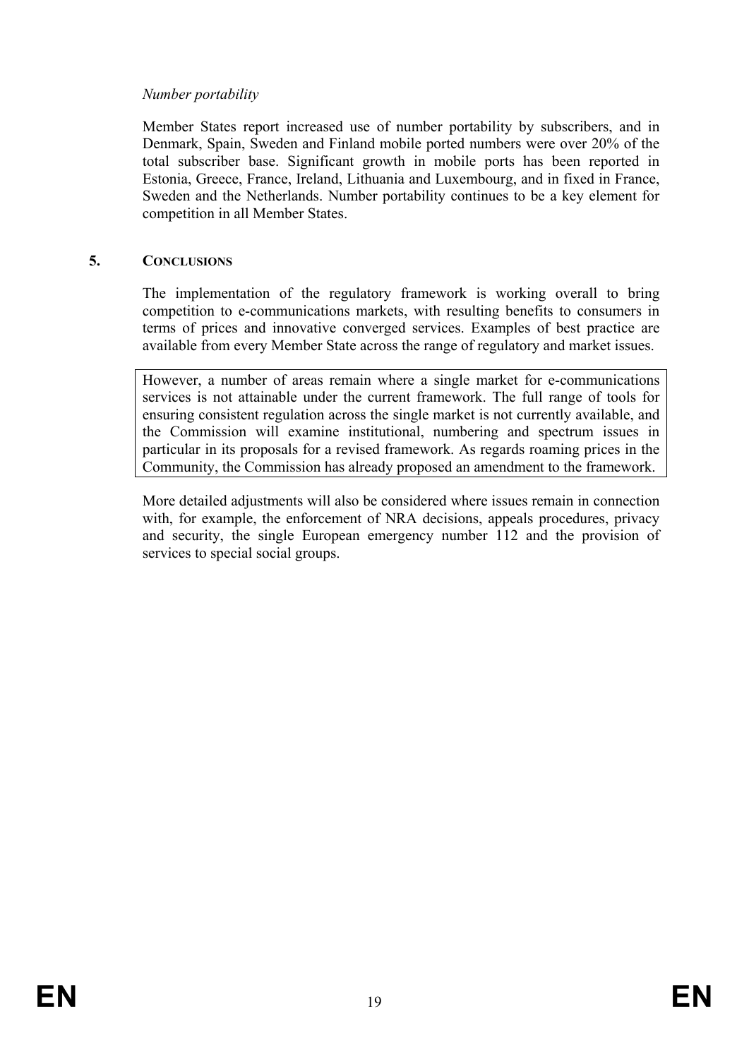*Number portability*

Member States report increased use of number portability by subscribers, and in Denmark, Spain, Sweden and Finland mobile ported numbers were over 20% of the total subscriber base. Significant growth in mobile ports has been reported in Estonia, Greece, France, Ireland, Lithuania and Luxembourg, and in fixed in France, Sweden and the Netherlands. Number portability continues to be a key element for competition in all Member States.

## 5. CONCLUSIONS

The implementation of the regulatory framework is working overall to bring competition to e-communications markets, with resulting benefits to consumers in terms of prices and innovative converged services. Examples of best practice are available from every Member State across the range of regulatory and market issues.

However, a number of areas remain where a single market for e-communications services is not attainable under the current framework. The full range of tools for ensuring consistent regulation across the single market is not currently available, and the Commission will examine institutional, numbering and spectrum issues in particular in its proposals for a revised framework. As regards roaming prices in the Community, the Commission has already proposed an amendment to the framework.

More detailed adjustments will also be considered where issues remain in connection with, for example, the enforcement of NRA decisions, appeals procedures, privacy and security, the single European emergency number 112 and the provision of services to special social groups.